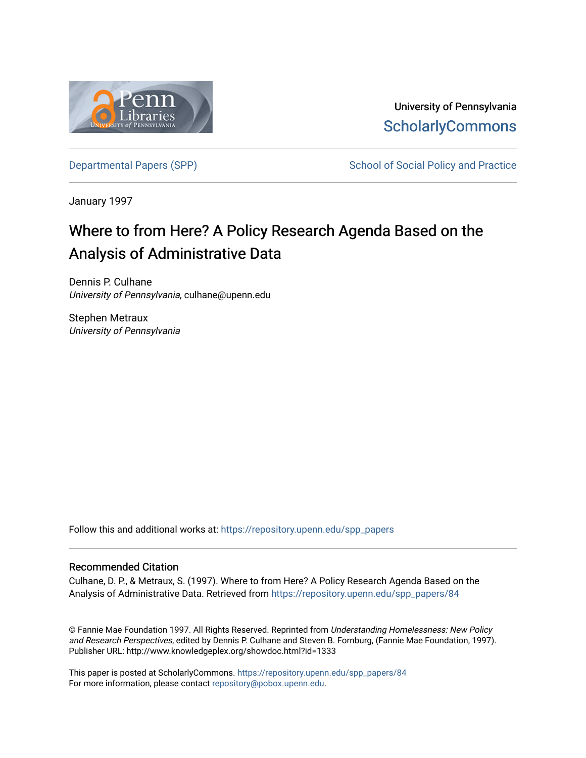University of Pennsylvania
ScholarlyCommons

Departmental Papers (SPP) | School of Social Policy and Practice

January 1997

# Where to from Here? A Policy Research Agenda Based on the Analysis of Administrative Data

Dennis P. Culhane
*University of Pennsylvania*, culhane@upenn.edu

Stephen Metraux
*University of Pennsylvania*

Follow this and additional works at: https://repository.upenn.edu/spp_papers

## Recommended Citation

Culhane, D. P., & Metraux, S. (1997). Where to from Here? A Policy Research Agenda Based on the Analysis of Administrative Data. Retrieved from https://repository.upenn.edu/spp_papers/84

© Fannie Mae Foundation 1997. All Rights Reserved. Reprinted from *Understanding Homelessness: New Policy and Research Perspectives*, edited by Dennis P. Culhane and Steven B. Fornburg, (Fannie Mae Foundation, 1997). Publisher URL: http://www.knowledgeplex.org/showdoc.html?id=1333

This paper is posted at ScholarlyCommons. https://repository.upenn.edu/spp_papers/84
For more information, please contact repository@pobox.upenn.edu.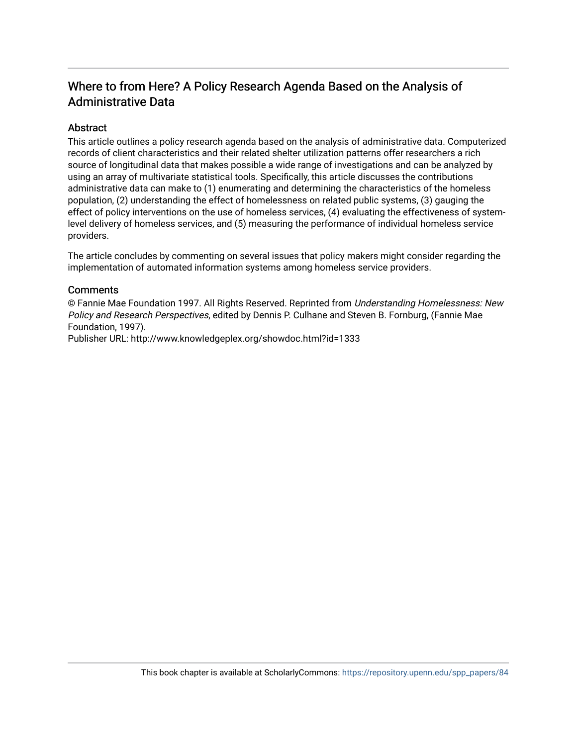# Where to from Here? A Policy Research Agenda Based on the Analysis of Administrative Data

## Abstract

This article outlines a policy research agenda based on the analysis of administrative data. Computerized records of client characteristics and their related shelter utilization patterns offer researchers a rich source of longitudinal data that makes possible a wide range of investigations and can be analyzed by using an array of multivariate statistical tools. Specifically, this article discusses the contributions administrative data can make to (1) enumerating and determining the characteristics of the homeless population, (2) understanding the effect of homelessness on related public systems, (3) gauging the effect of policy interventions on the use of homeless services, (4) evaluating the effectiveness of system-level delivery of homeless services, and (5) measuring the performance of individual homeless service providers.

The article concludes by commenting on several issues that policy makers might consider regarding the implementation of automated information systems among homeless service providers.

## Comments

© Fannie Mae Foundation 1997. All Rights Reserved. Reprinted from *Understanding Homelessness: New Policy and Research Perspectives*, edited by Dennis P. Culhane and Steven B. Fornburg, (Fannie Mae Foundation, 1997).
Publisher URL: http://www.knowledgeplex.org/showdoc.html?id=1333

This book chapter is available at ScholarlyCommons: https://repository.upenn.edu/spp_papers/84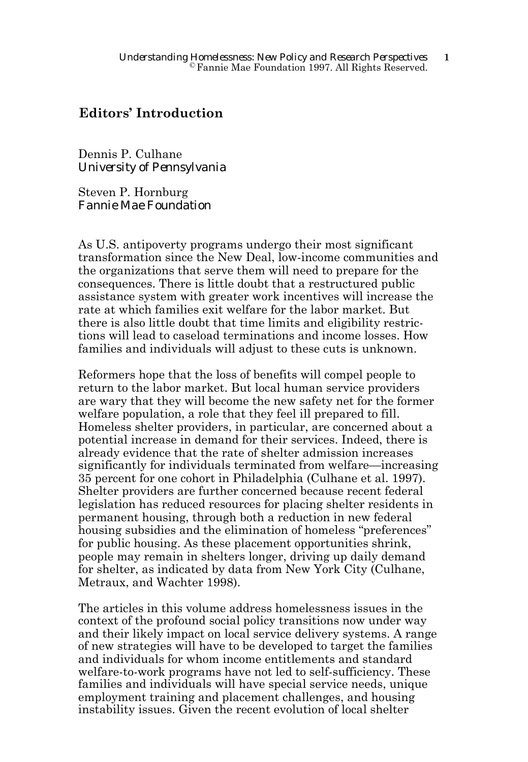## Editors' Introduction

Dennis P. Culhane
*University of Pennsylvania*

Steven P. Hornburg
*Fannie Mae Foundation*

As U.S. antipoverty programs undergo their most significant transformation since the New Deal, low-income communities and the organizations that serve them will need to prepare for the consequences. There is little doubt that a restructured public assistance system with greater work incentives will increase the rate at which families exit welfare for the labor market. But there is also little doubt that time limits and eligibility restrictions will lead to caseload terminations and income losses. How families and individuals will adjust to these cuts is unknown.

Reformers hope that the loss of benefits will compel people to return to the labor market. But local human service providers are wary that they will become the new safety net for the former welfare population, a role that they feel ill prepared to fill. Homeless shelter providers, in particular, are concerned about a potential increase in demand for their services. Indeed, there is already evidence that the rate of shelter admission increases significantly for individuals terminated from welfare—increasing 35 percent for one cohort in Philadelphia (Culhane et al. 1997). Shelter providers are further concerned because recent federal legislation has reduced resources for placing shelter residents in permanent housing, through both a reduction in new federal housing subsidies and the elimination of homeless "preferences" for public housing. As these placement opportunities shrink, people may remain in shelters longer, driving up daily demand for shelter, as indicated by data from New York City (Culhane, Metraux, and Wachter 1998).

The articles in this volume address homelessness issues in the context of the profound social policy transitions now under way and their likely impact on local service delivery systems. A range of new strategies will have to be developed to target the families and individuals for whom income entitlements and standard welfare-to-work programs have not led to self-sufficiency. These families and individuals will have special service needs, unique employment training and placement challenges, and housing instability issues. Given the recent evolution of local shelter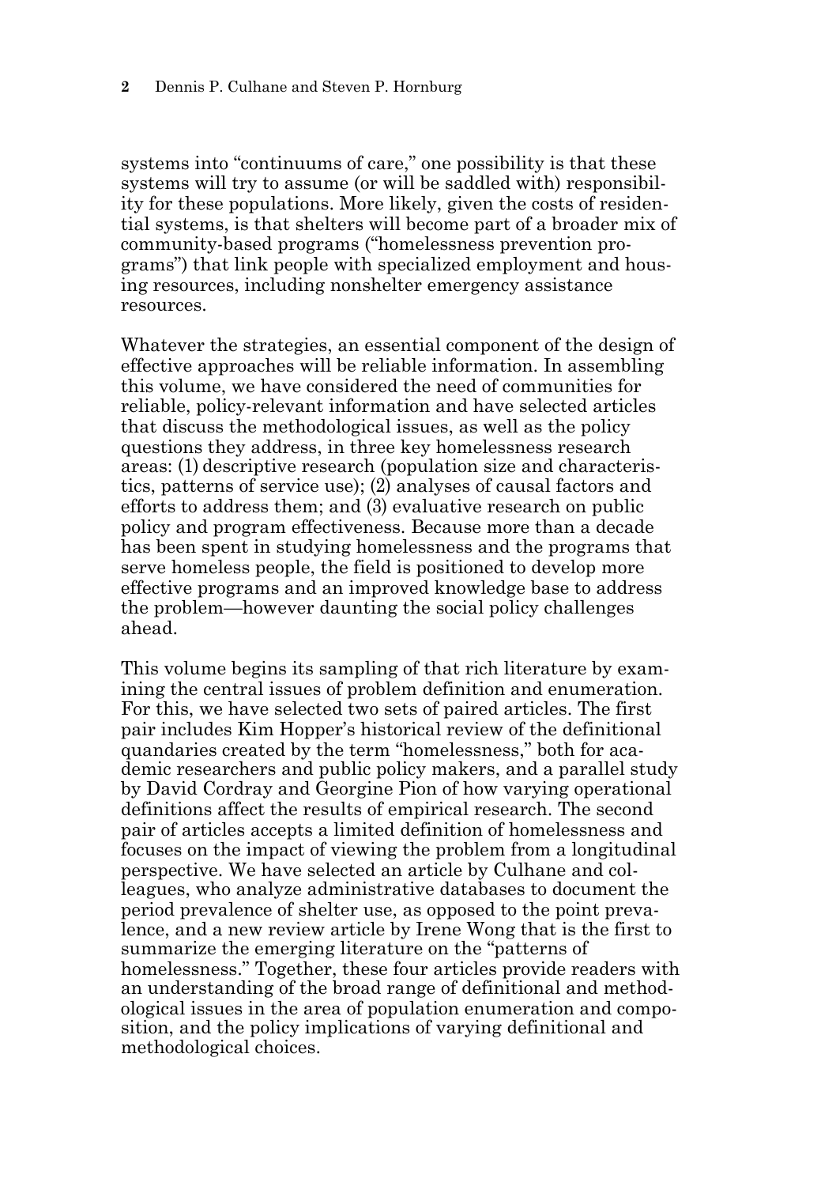systems into "continuums of care," one possibility is that these systems will try to assume (or will be saddled with) responsibility for these populations. More likely, given the costs of residential systems, is that shelters will become part of a broader mix of community-based programs ("homelessness prevention programs") that link people with specialized employment and housing resources, including nonshelter emergency assistance resources.

Whatever the strategies, an essential component of the design of effective approaches will be reliable information. In assembling this volume, we have considered the need of communities for reliable, policy-relevant information and have selected articles that discuss the methodological issues, as well as the policy questions they address, in three key homelessness research areas: (1) descriptive research (population size and characteristics, patterns of service use); (2) analyses of causal factors and efforts to address them; and (3) evaluative research on public policy and program effectiveness. Because more than a decade has been spent in studying homelessness and the programs that serve homeless people, the field is positioned to develop more effective programs and an improved knowledge base to address the problem—however daunting the social policy challenges ahead.

This volume begins its sampling of that rich literature by examining the central issues of problem definition and enumeration. For this, we have selected two sets of paired articles. The first pair includes Kim Hopper's historical review of the definitional quandaries created by the term "homelessness," both for academic researchers and public policy makers, and a parallel study by David Cordray and Georgine Pion of how varying operational definitions affect the results of empirical research. The second pair of articles accepts a limited definition of homelessness and focuses on the impact of viewing the problem from a longitudinal perspective. We have selected an article by Culhane and colleagues, who analyze administrative databases to document the period prevalence of shelter use, as opposed to the point prevalence, and a new review article by Irene Wong that is the first to summarize the emerging literature on the "patterns of homelessness." Together, these four articles provide readers with an understanding of the broad range of definitional and methodological issues in the area of population enumeration and composition, and the policy implications of varying definitional and methodological choices.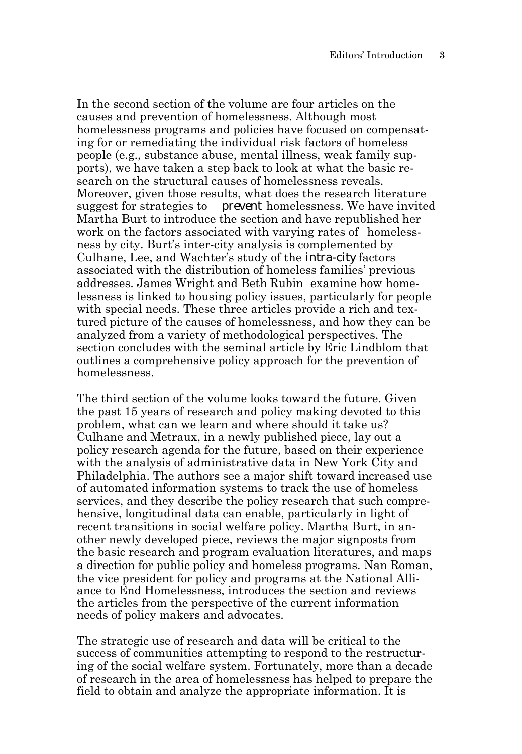In the second section of the volume are four articles on the causes and prevention of homelessness. Although most homelessness programs and policies have focused on compensating for or remediating the individual risk factors of homeless people (e.g., substance abuse, mental illness, weak family supports), we have taken a step back to look at what the basic research on the structural causes of homelessness reveals. Moreover, given those results, what does the research literature suggest for strategies to *prevent* homelessness. We have invited Martha Burt to introduce the section and have republished her work on the factors associated with varying rates of homelessness by city. Burt's inter-city analysis is complemented by Culhane, Lee, and Wachter's study of the *intra-city* factors associated with the distribution of homeless families' previous addresses. James Wright and Beth Rubin examine how homelessness is linked to housing policy issues, particularly for people with special needs. These three articles provide a rich and textured picture of the causes of homelessness, and how they can be analyzed from a variety of methodological perspectives. The section concludes with the seminal article by Eric Lindblom that outlines a comprehensive policy approach for the prevention of homelessness.

The third section of the volume looks toward the future. Given the past 15 years of research and policy making devoted to this problem, what can we learn and where should it take us? Culhane and Metraux, in a newly published piece, lay out a policy research agenda for the future, based on their experience with the analysis of administrative data in New York City and Philadelphia. The authors see a major shift toward increased use of automated information systems to track the use of homeless services, and they describe the policy research that such comprehensive, longitudinal data can enable, particularly in light of recent transitions in social welfare policy. Martha Burt, in another newly developed piece, reviews the major signposts from the basic research and program evaluation literatures, and maps a direction for public policy and homeless programs. Nan Roman, the vice president for policy and programs at the National Alliance to End Homelessness, introduces the section and reviews the articles from the perspective of the current information needs of policy makers and advocates.

The strategic use of research and data will be critical to the success of communities attempting to respond to the restructuring of the social welfare system. Fortunately, more than a decade of research in the area of homelessness has helped to prepare the field to obtain and analyze the appropriate information. It is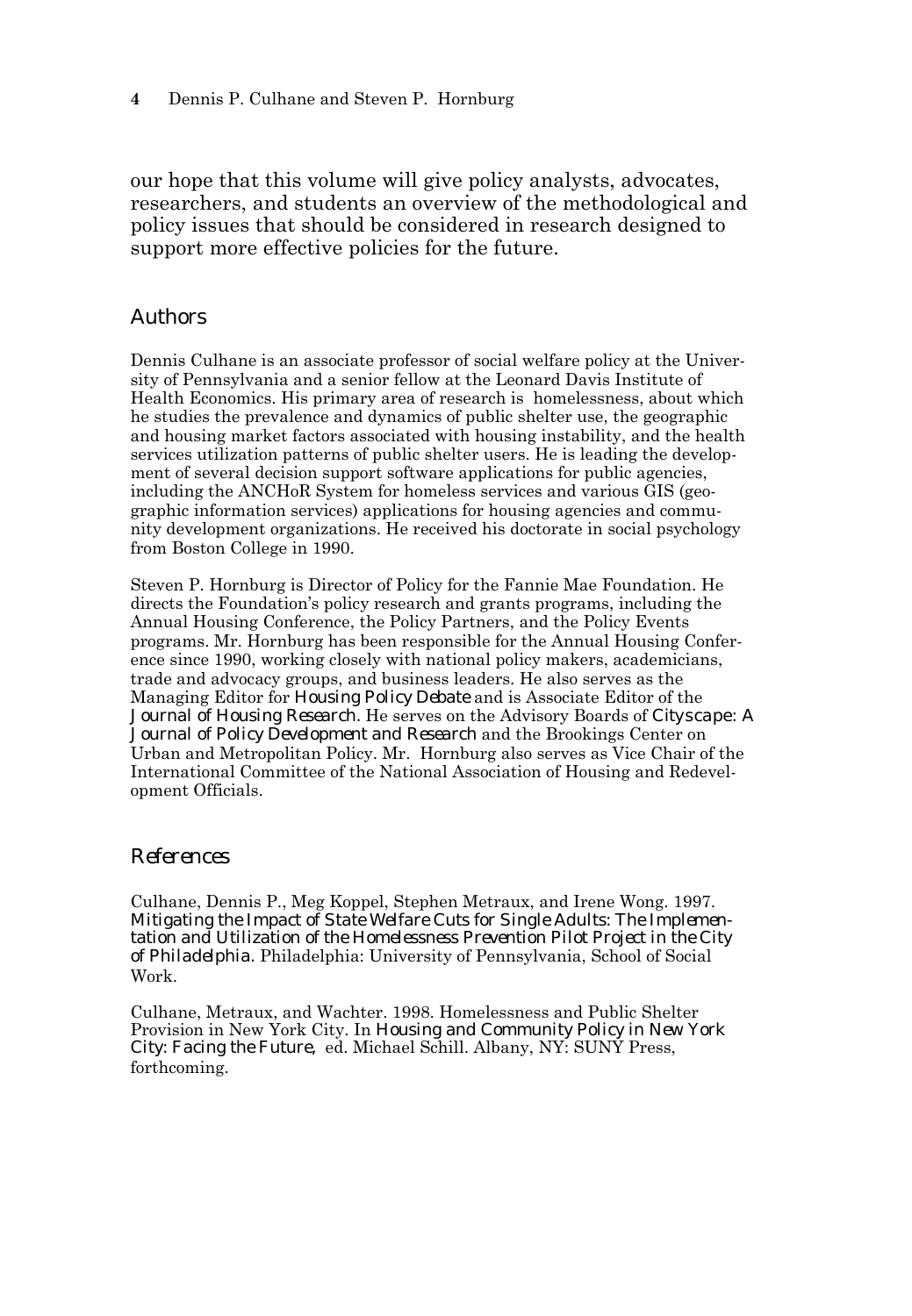our hope that this volume will give policy analysts, advocates, researchers, and students an overview of the methodological and policy issues that should be considered in research designed to support more effective policies for the future.

## Authors

Dennis Culhane is an associate professor of social welfare policy at the University of Pennsylvania and a senior fellow at the Leonard Davis Institute of Health Economics. His primary area of research is homelessness, about which he studies the prevalence and dynamics of public shelter use, the geographic and housing market factors associated with housing instability, and the health services utilization patterns of public shelter users. He is leading the development of several decision support software applications for public agencies, including the ANCHoR System for homeless services and various GIS (geographic information services) applications for housing agencies and community development organizations. He received his doctorate in social psychology from Boston College in 1990.

Steven P. Hornburg is Director of Policy for the Fannie Mae Foundation. He directs the Foundation's policy research and grants programs, including the Annual Housing Conference, the Policy Partners, and the Policy Events programs. Mr. Hornburg has been responsible for the Annual Housing Conference since 1990, working closely with national policy makers, academicians, trade and advocacy groups, and business leaders. He also serves as the Managing Editor for *Housing Policy Debate* and is Associate Editor of the *Journal of Housing Research*. He serves on the Advisory Boards of *Cityscape: A Journal of Policy Development and Research* and the Brookings Center on Urban and Metropolitan Policy. Mr. Hornburg also serves as Vice Chair of the International Committee of the National Association of Housing and Redevelopment Officials.

## *References*

Culhane, Dennis P., Meg Koppel, Stephen Metraux, and Irene Wong. 1997. *Mitigating the Impact of State Welfare Cuts for Single Adults: The Implementation and Utilization of the Homelessness Prevention Pilot Project in the City of Philadelphia.* Philadelphia: University of Pennsylvania, School of Social Work.

Culhane, Metraux, and Wachter. 1998. Homelessness and Public Shelter Provision in New York City. In *Housing and Community Policy in New York City: Facing the Future*, ed. Michael Schill. Albany, NY: SUNY Press, forthcoming.